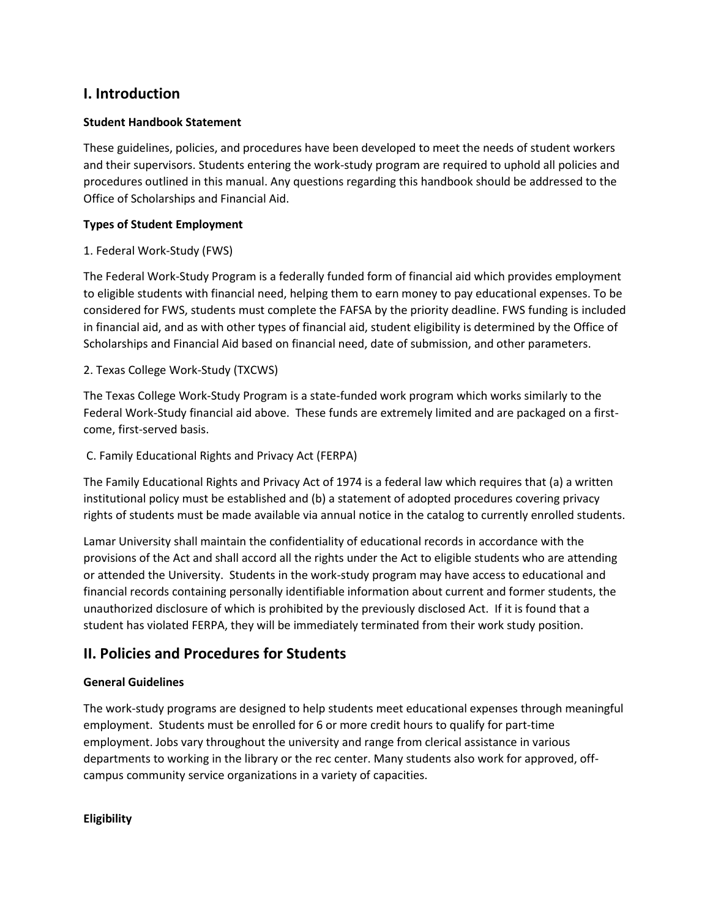## I. Introduction

**Student Handbook Statement**

These guidelines, policies, and procedures have been developed to meet the needs of student workers and their supervisors. Students entering the work-study program are required to uphold all policies and procedures outlined in this manual. Any questions regarding this handbook should be addressed to the Office of Scholarships and Financial Aid.

**Types of Student Employment**

1. Federal Work-Study (FWS)

The Federal Work-Study Program is a federally funded form of financial aid which provides employment to eligible students with financial need, helping them to earn money to pay educational expenses. To be considered for FWS, students must complete the FAFSA by the priority deadline. FWS funding is included in financial aid, and as with other types of financial aid, student eligibility is determined by the Office of Scholarships and Financial Aid based on financial need, date of submission, and other parameters.

2. Texas College Work-Study (TXCWS)

The Texas College Work-Study Program is a state-funded work program which works similarly to the Federal Work-Study financial aid above. These funds are extremely limited and are packaged on a first-come, first-served basis.

C. Family Educational Rights and Privacy Act (FERPA)

The Family Educational Rights and Privacy Act of 1974 is a federal law which requires that (a) a written institutional policy must be established and (b) a statement of adopted procedures covering privacy rights of students must be made available via annual notice in the catalog to currently enrolled students.

Lamar University shall maintain the confidentiality of educational records in accordance with the provisions of the Act and shall accord all the rights under the Act to eligible students who are attending or attended the University. Students in the work-study program may have access to educational and financial records containing personally identifiable information about current and former students, the unauthorized disclosure of which is prohibited by the previously disclosed Act. If it is found that a student has violated FERPA, they will be immediately terminated from their work study position.

## II. Policies and Procedures for Students

**General Guidelines**

The work-study programs are designed to help students meet educational expenses through meaningful employment. Students must be enrolled for 6 or more credit hours to qualify for part-time employment. Jobs vary throughout the university and range from clerical assistance in various departments to working in the library or the rec center. Many students also work for approved, off-campus community service organizations in a variety of capacities.

**Eligibility**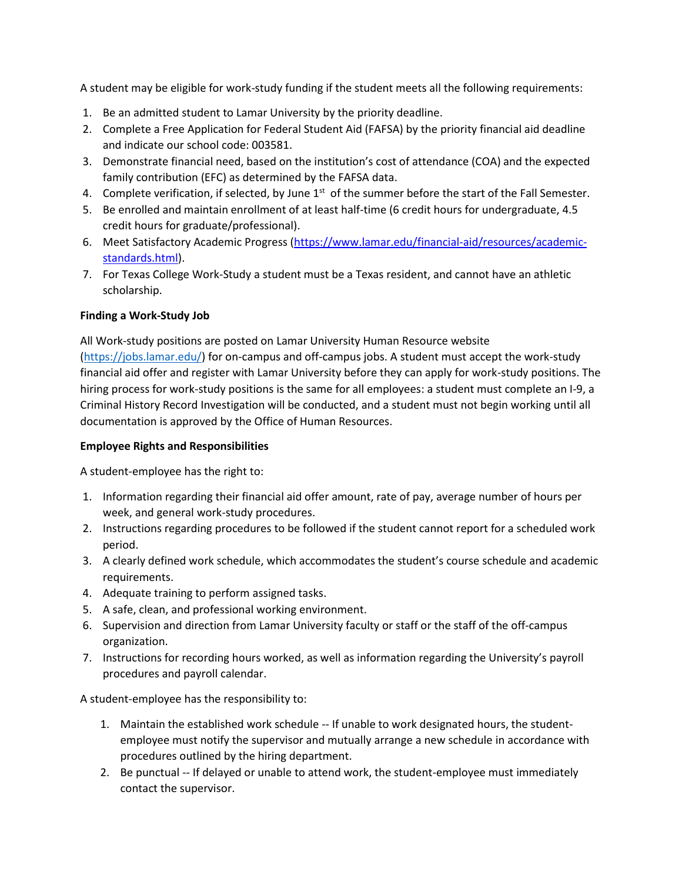A student may be eligible for work-study funding if the student meets all the following requirements:

1. Be an admitted student to Lamar University by the priority deadline.
2. Complete a Free Application for Federal Student Aid (FAFSA) by the priority financial aid deadline and indicate our school code: 003581.
3. Demonstrate financial need, based on the institution's cost of attendance (COA) and the expected family contribution (EFC) as determined by the FAFSA data.
4. Complete verification, if selected, by June 1st of the summer before the start of the Fall Semester.
5. Be enrolled and maintain enrollment of at least half-time (6 credit hours for undergraduate, 4.5 credit hours for graduate/professional).
6. Meet Satisfactory Academic Progress (https://www.lamar.edu/financial-aid/resources/academic-standards.html).
7. For Texas College Work-Study a student must be a Texas resident, and cannot have an athletic scholarship.

**Finding a Work-Study Job**

All Work-study positions are posted on Lamar University Human Resource website (https://jobs.lamar.edu/) for on-campus and off-campus jobs. A student must accept the work-study financial aid offer and register with Lamar University before they can apply for work-study positions. The hiring process for work-study positions is the same for all employees: a student must complete an I-9, a Criminal History Record Investigation will be conducted, and a student must not begin working until all documentation is approved by the Office of Human Resources.

**Employee Rights and Responsibilities**

A student-employee has the right to:

1. Information regarding their financial aid offer amount, rate of pay, average number of hours per week, and general work-study procedures.
2. Instructions regarding procedures to be followed if the student cannot report for a scheduled work period.
3. A clearly defined work schedule, which accommodates the student's course schedule and academic requirements.
4. Adequate training to perform assigned tasks.
5. A safe, clean, and professional working environment.
6. Supervision and direction from Lamar University faculty or staff or the staff of the off-campus organization.
7. Instructions for recording hours worked, as well as information regarding the University's payroll procedures and payroll calendar.

A student-employee has the responsibility to:

1. Maintain the established work schedule -- If unable to work designated hours, the student-employee must notify the supervisor and mutually arrange a new schedule in accordance with procedures outlined by the hiring department.
2. Be punctual -- If delayed or unable to attend work, the student-employee must immediately contact the supervisor.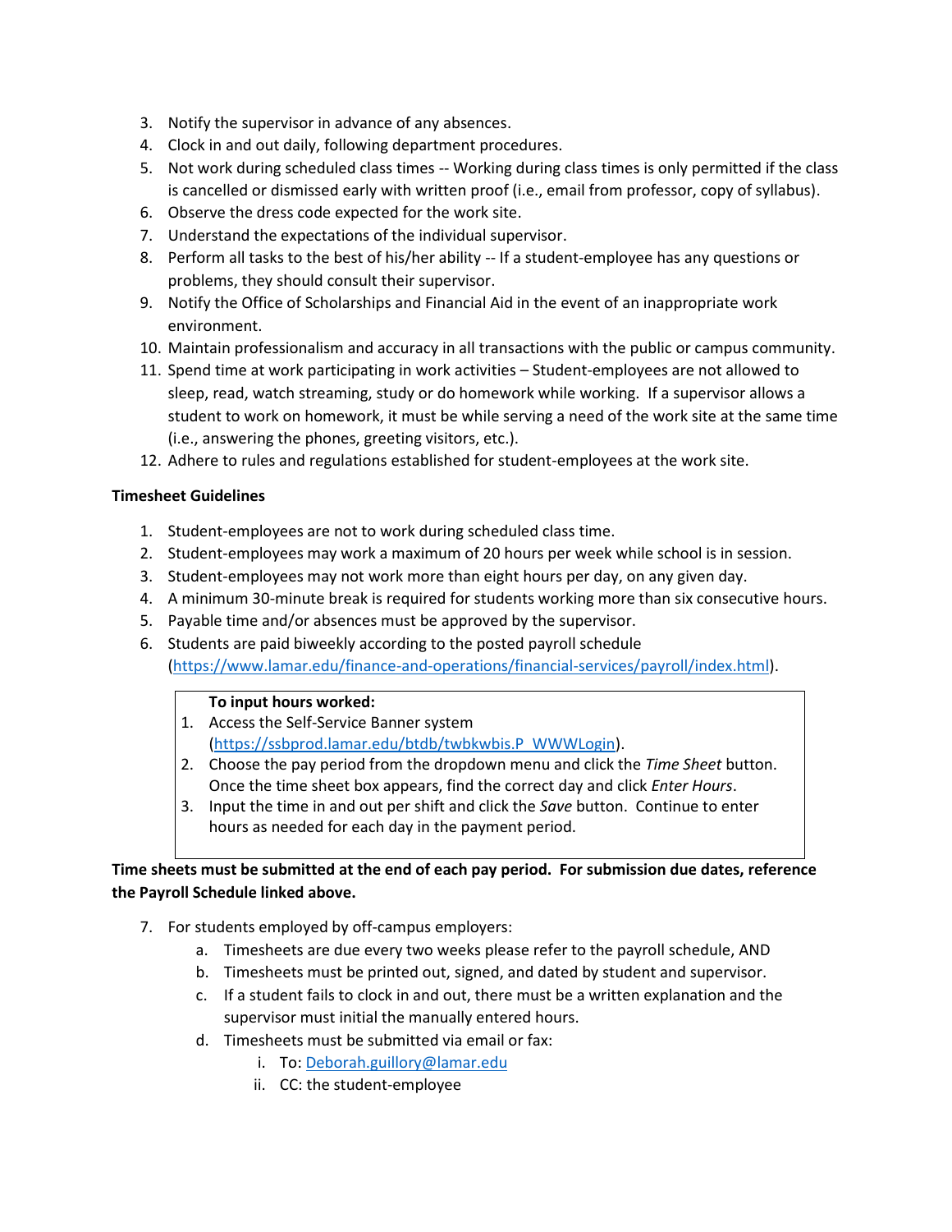3. Notify the supervisor in advance of any absences.
4. Clock in and out daily, following department procedures.
5. Not work during scheduled class times -- Working during class times is only permitted if the class is cancelled or dismissed early with written proof (i.e., email from professor, copy of syllabus).
6. Observe the dress code expected for the work site.
7. Understand the expectations of the individual supervisor.
8. Perform all tasks to the best of his/her ability -- If a student-employee has any questions or problems, they should consult their supervisor.
9. Notify the Office of Scholarships and Financial Aid in the event of an inappropriate work environment.
10. Maintain professionalism and accuracy in all transactions with the public or campus community.
11. Spend time at work participating in work activities – Student-employees are not allowed to sleep, read, watch streaming, study or do homework while working. If a supervisor allows a student to work on homework, it must be while serving a need of the work site at the same time (i.e., answering the phones, greeting visitors, etc.).
12. Adhere to rules and regulations established for student-employees at the work site.

**Timesheet Guidelines**

1. Student-employees are not to work during scheduled class time.
2. Student-employees may work a maximum of 20 hours per week while school is in session.
3. Student-employees may not work more than eight hours per day, on any given day.
4. A minimum 30-minute break is required for students working more than six consecutive hours.
5. Payable time and/or absences must be approved by the supervisor.
6. Students are paid biweekly according to the posted payroll schedule (https://www.lamar.edu/finance-and-operations/financial-services/payroll/index.html).

> **To input hours worked:**
> 1. Access the Self-Service Banner system (https://ssbprod.lamar.edu/btdb/twbkwbis.P_WWWLogin).
> 2. Choose the pay period from the dropdown menu and click the *Time Sheet* button. Once the time sheet box appears, find the correct day and click *Enter Hours*.
> 3. Input the time in and out per shift and click the *Save* button. Continue to enter hours as needed for each day in the payment period.

**Time sheets must be submitted at the end of each pay period. For submission due dates, reference the Payroll Schedule linked above.**

7. For students employed by off-campus employers:
    a. Timesheets are due every two weeks please refer to the payroll schedule, AND
    b. Timesheets must be printed out, signed, and dated by student and supervisor.
    c. If a student fails to clock in and out, there must be a written explanation and the supervisor must initial the manually entered hours.
    d. Timesheets must be submitted via email or fax:
        i. To: Deborah.guillory@lamar.edu
        ii. CC: the student-employee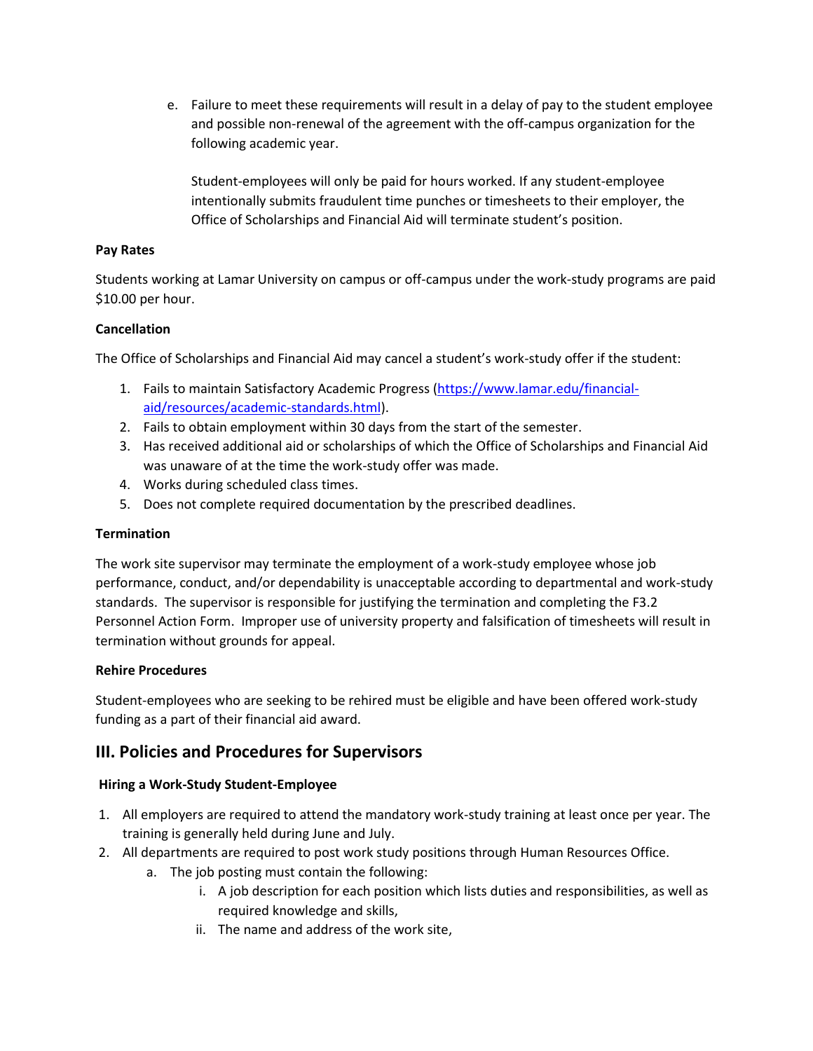e. Failure to meet these requirements will result in a delay of pay to the student employee and possible non-renewal of the agreement with the off-campus organization for the following academic year.

   Student-employees will only be paid for hours worked. If any student-employee intentionally submits fraudulent time punches or timesheets to their employer, the Office of Scholarships and Financial Aid will terminate student's position.

**Pay Rates**

Students working at Lamar University on campus or off-campus under the work-study programs are paid $10.00 per hour.

**Cancellation**

The Office of Scholarships and Financial Aid may cancel a student's work-study offer if the student:

1. Fails to maintain Satisfactory Academic Progress ([https://www.lamar.edu/financial-aid/resources/academic-standards.html](https://www.lamar.edu/financial-aid/resources/academic-standards.html)).
2. Fails to obtain employment within 30 days from the start of the semester.
3. Has received additional aid or scholarships of which the Office of Scholarships and Financial Aid was unaware of at the time the work-study offer was made.
4. Works during scheduled class times.
5. Does not complete required documentation by the prescribed deadlines.

**Termination**

The work site supervisor may terminate the employment of a work-study employee whose job performance, conduct, and/or dependability is unacceptable according to departmental and work-study standards. The supervisor is responsible for justifying the termination and completing the F3.2 Personnel Action Form. Improper use of university property and falsification of timesheets will result in termination without grounds for appeal.

**Rehire Procedures**

Student-employees who are seeking to be rehired must be eligible and have been offered work-study funding as a part of their financial aid award.

## III. Policies and Procedures for Supervisors

**Hiring a Work-Study Student-Employee**

1. All employers are required to attend the mandatory work-study training at least once per year. The training is generally held during June and July.
2. All departments are required to post work study positions through Human Resources Office.
   a. The job posting must contain the following:
      i. A job description for each position which lists duties and responsibilities, as well as required knowledge and skills,
      ii. The name and address of the work site,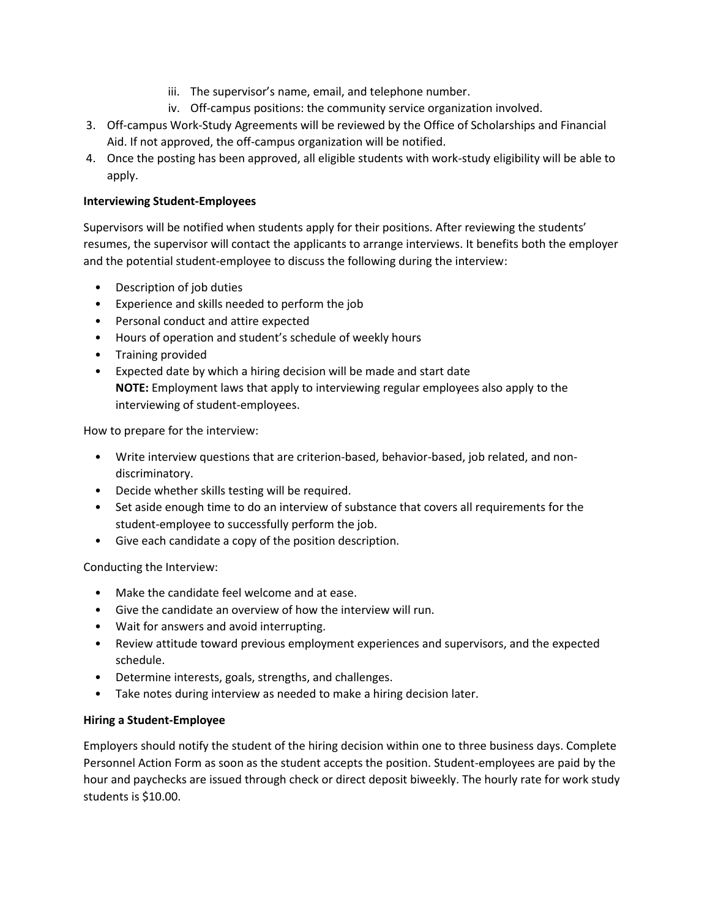iii. The supervisor's name, email, and telephone number.
    iv. Off-campus positions: the community service organization involved.
3. Off-campus Work-Study Agreements will be reviewed by the Office of Scholarships and Financial Aid. If not approved, the off-campus organization will be notified.
4. Once the posting has been approved, all eligible students with work-study eligibility will be able to apply.

**Interviewing Student-Employees**

Supervisors will be notified when students apply for their positions. After reviewing the students' resumes, the supervisor will contact the applicants to arrange interviews. It benefits both the employer and the potential student-employee to discuss the following during the interview:

- Description of job duties
- Experience and skills needed to perform the job
- Personal conduct and attire expected
- Hours of operation and student's schedule of weekly hours
- Training provided
- Expected date by which a hiring decision will be made and start date
  **NOTE:** Employment laws that apply to interviewing regular employees also apply to the interviewing of student-employees.

How to prepare for the interview:

- Write interview questions that are criterion-based, behavior-based, job related, and non-discriminatory.
- Decide whether skills testing will be required.
- Set aside enough time to do an interview of substance that covers all requirements for the student-employee to successfully perform the job.
- Give each candidate a copy of the position description.

Conducting the Interview:

- Make the candidate feel welcome and at ease.
- Give the candidate an overview of how the interview will run.
- Wait for answers and avoid interrupting.
- Review attitude toward previous employment experiences and supervisors, and the expected schedule.
- Determine interests, goals, strengths, and challenges.
- Take notes during interview as needed to make a hiring decision later.

**Hiring a Student-Employee**

Employers should notify the student of the hiring decision within one to three business days. Complete Personnel Action Form as soon as the student accepts the position. Student-employees are paid by the hour and paychecks are issued through check or direct deposit biweekly. The hourly rate for work study students is $10.00.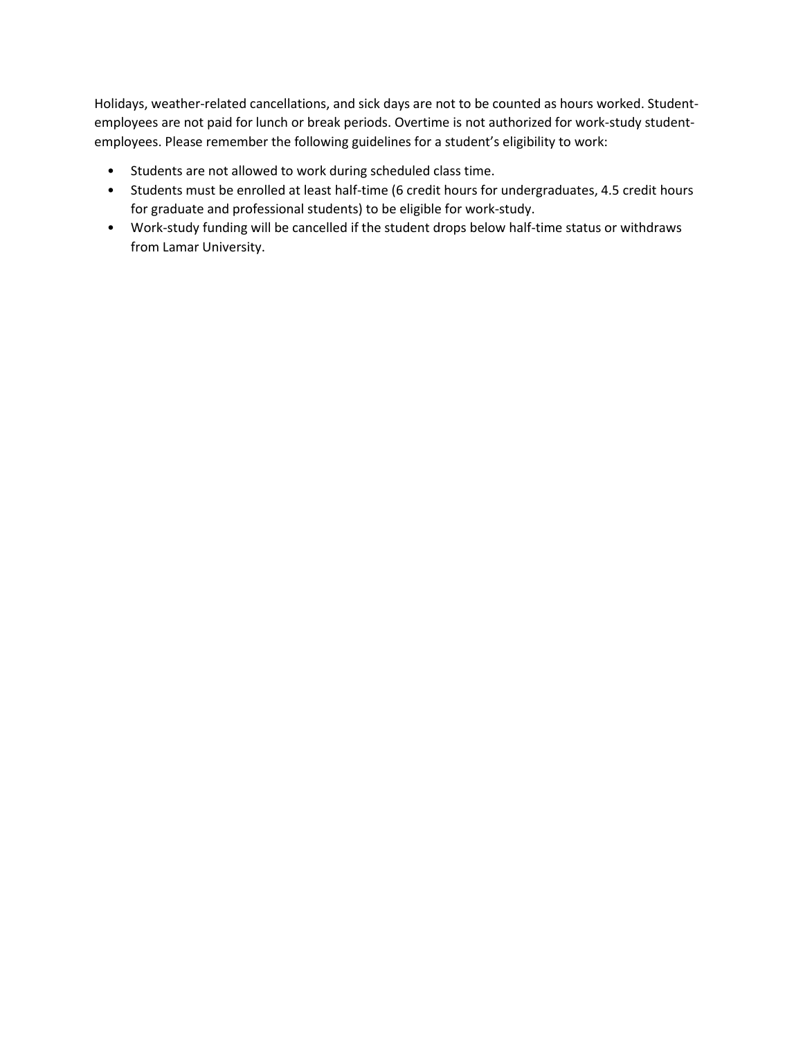Holidays, weather-related cancellations, and sick days are not to be counted as hours worked. Student-employees are not paid for lunch or break periods. Overtime is not authorized for work-study student-employees. Please remember the following guidelines for a student's eligibility to work:

- Students are not allowed to work during scheduled class time.
- Students must be enrolled at least half-time (6 credit hours for undergraduates, 4.5 credit hours for graduate and professional students) to be eligible for work-study.
- Work-study funding will be cancelled if the student drops below half-time status or withdraws from Lamar University.